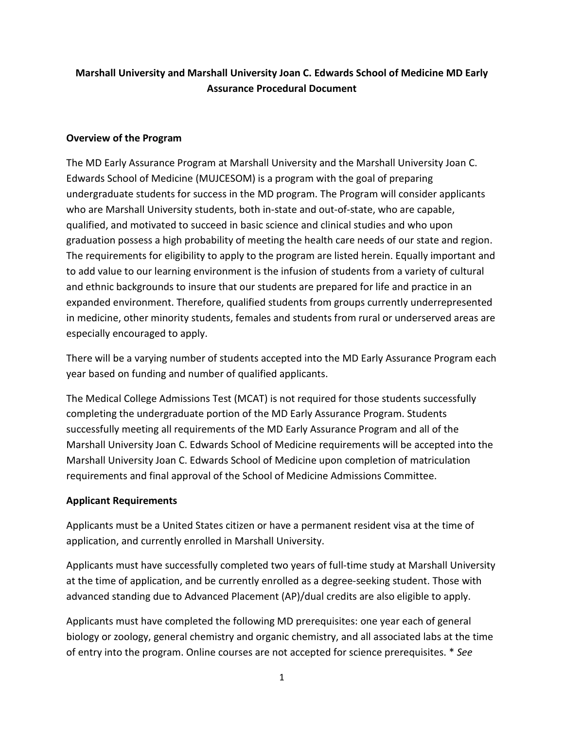# Marshall University and Marshall University Joan C. Edwards School of Medicine MD Early Assurance Procedural Document

## Overview of the Program

The MD Early Assurance Program at Marshall University and the Marshall University Joan C. Edwards School of Medicine (MUJCESOM) is a program with the goal of preparing undergraduate students for success in the MD program. The Program will consider applicants who are Marshall University students, both in-state and out-of-state, who are capable, qualified, and motivated to succeed in basic science and clinical studies and who upon graduation possess a high probability of meeting the health care needs of our state and region. The requirements for eligibility to apply to the program are listed herein. Equally important and to add value to our learning environment is the infusion of students from a variety of cultural and ethnic backgrounds to insure that our students are prepared for life and practice in an expanded environment. Therefore, qualified students from groups currently underrepresented in medicine, other minority students, females and students from rural or underserved areas are especially encouraged to apply.

There will be a varying number of students accepted into the MD Early Assurance Program each year based on funding and number of qualified applicants.

The Medical College Admissions Test (MCAT) is not required for those students successfully completing the undergraduate portion of the MD Early Assurance Program. Students successfully meeting all requirements of the MD Early Assurance Program and all of the Marshall University Joan C. Edwards School of Medicine requirements will be accepted into the Marshall University Joan C. Edwards School of Medicine upon completion of matriculation requirements and final approval of the School of Medicine Admissions Committee.

## Applicant Requirements

Applicants must be a United States citizen or have a permanent resident visa at the time of application, and currently enrolled in Marshall University.

Applicants must have successfully completed two years of full-time study at Marshall University at the time of application, and be currently enrolled as a degree-seeking student. Those with advanced standing due to Advanced Placement (AP)/dual credits are also eligible to apply.

Applicants must have completed the following MD prerequisites: one year each of general biology or zoology, general chemistry and organic chemistry, and all associated labs at the time of entry into the program. Online courses are not accepted for science prerequisites. * *See*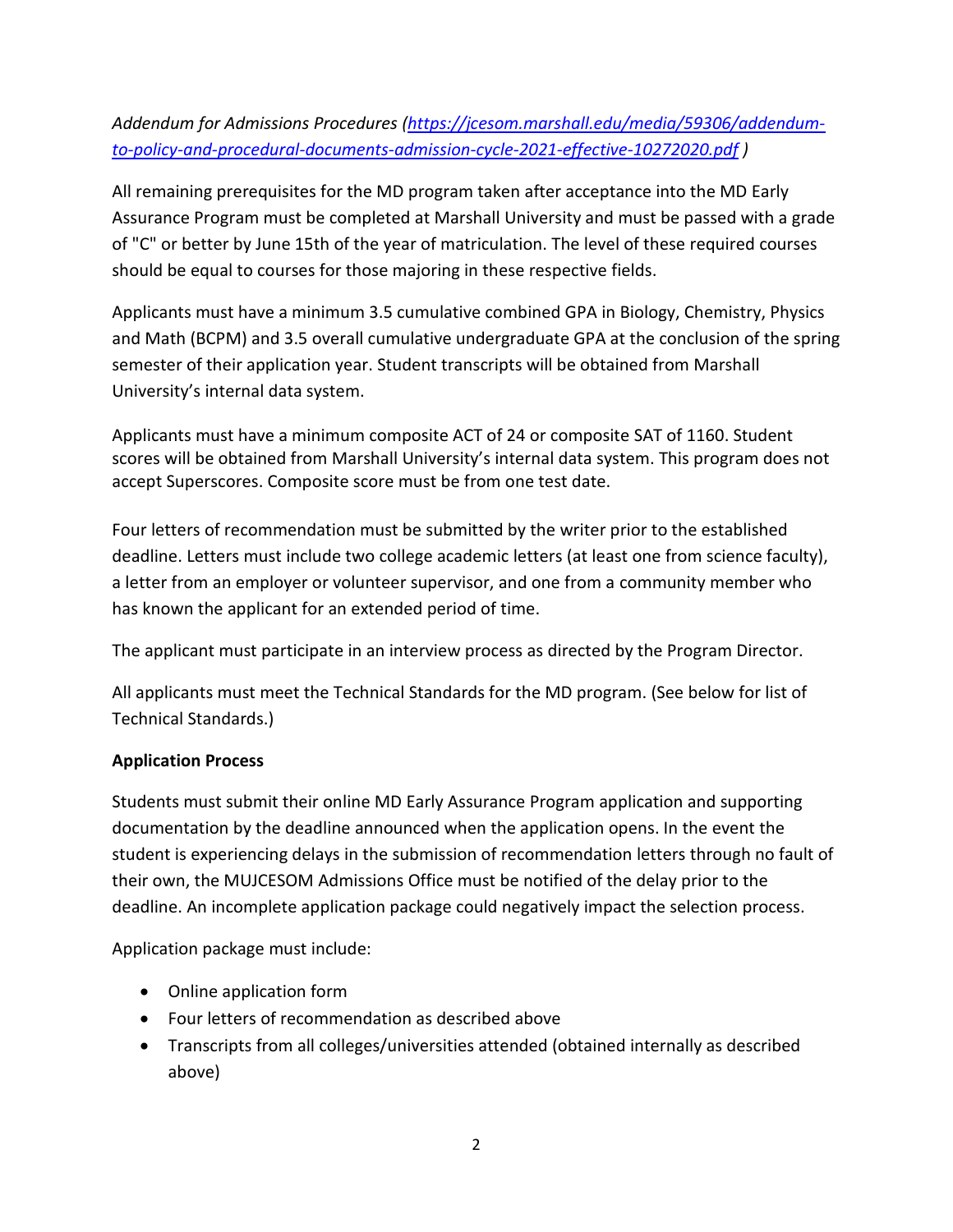*Addendum for Admissions Procedures ([https://jcesom.marshall.edu/media/59306/addendum-to-policy-and-procedural-documents-admission-cycle-2021-effective-10272020.pdf](https://jcesom.marshall.edu/media/59306/addendum-to-policy-and-procedural-documents-admission-cycle-2021-effective-10272020.pdf) )*

All remaining prerequisites for the MD program taken after acceptance into the MD Early Assurance Program must be completed at Marshall University and must be passed with a grade of "C" or better by June 15th of the year of matriculation. The level of these required courses should be equal to courses for those majoring in these respective fields.

Applicants must have a minimum 3.5 cumulative combined GPA in Biology, Chemistry, Physics and Math (BCPM) and 3.5 overall cumulative undergraduate GPA at the conclusion of the spring semester of their application year. Student transcripts will be obtained from Marshall University's internal data system.

Applicants must have a minimum composite ACT of 24 or composite SAT of 1160. Student scores will be obtained from Marshall University's internal data system. This program does not accept Superscores. Composite score must be from one test date.

Four letters of recommendation must be submitted by the writer prior to the established deadline. Letters must include two college academic letters (at least one from science faculty), a letter from an employer or volunteer supervisor, and one from a community member who has known the applicant for an extended period of time.

The applicant must participate in an interview process as directed by the Program Director.

All applicants must meet the Technical Standards for the MD program. (See below for list of Technical Standards.)

**Application Process**

Students must submit their online MD Early Assurance Program application and supporting documentation by the deadline announced when the application opens. In the event the student is experiencing delays in the submission of recommendation letters through no fault of their own, the MUJCESOM Admissions Office must be notified of the delay prior to the deadline. An incomplete application package could negatively impact the selection process.

Application package must include:

- Online application form
- Four letters of recommendation as described above
- Transcripts from all colleges/universities attended (obtained internally as described above)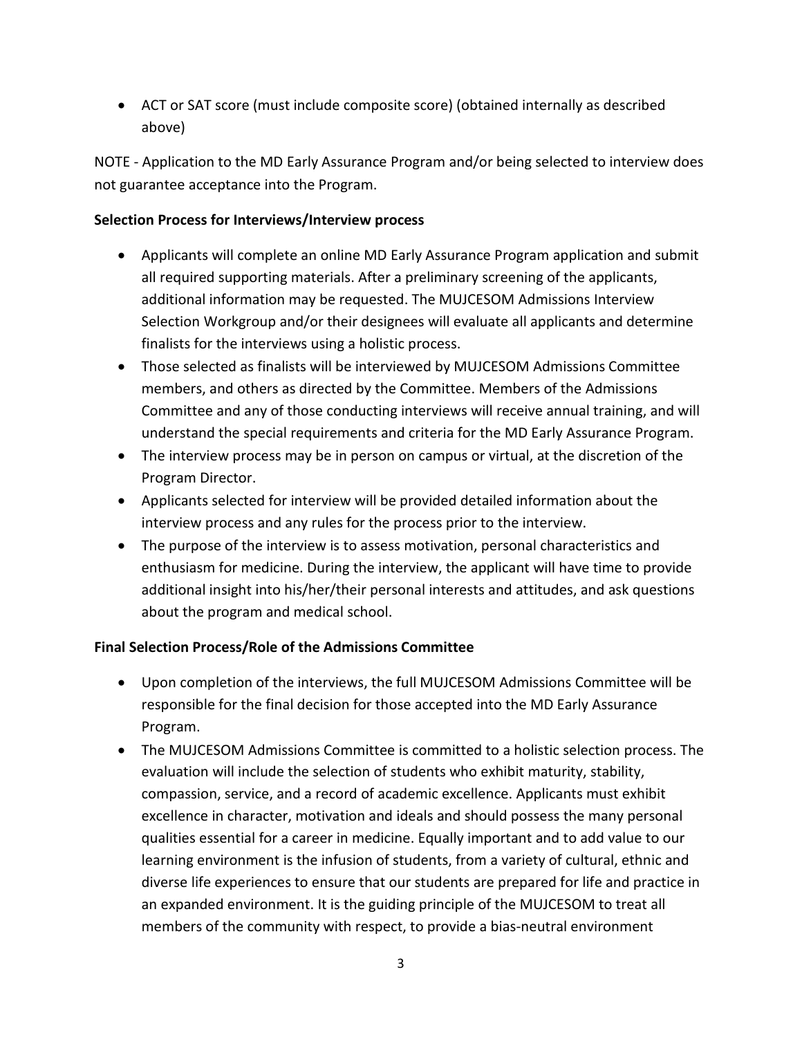- ACT or SAT score (must include composite score) (obtained internally as described above)

NOTE - Application to the MD Early Assurance Program and/or being selected to interview does not guarantee acceptance into the Program.

**Selection Process for Interviews/Interview process**

- Applicants will complete an online MD Early Assurance Program application and submit all required supporting materials. After a preliminary screening of the applicants, additional information may be requested. The MUJCESOM Admissions Interview Selection Workgroup and/or their designees will evaluate all applicants and determine finalists for the interviews using a holistic process.
- Those selected as finalists will be interviewed by MUJCESOM Admissions Committee members, and others as directed by the Committee. Members of the Admissions Committee and any of those conducting interviews will receive annual training, and will understand the special requirements and criteria for the MD Early Assurance Program.
- The interview process may be in person on campus or virtual, at the discretion of the Program Director.
- Applicants selected for interview will be provided detailed information about the interview process and any rules for the process prior to the interview.
- The purpose of the interview is to assess motivation, personal characteristics and enthusiasm for medicine. During the interview, the applicant will have time to provide additional insight into his/her/their personal interests and attitudes, and ask questions about the program and medical school.

**Final Selection Process/Role of the Admissions Committee**

- Upon completion of the interviews, the full MUJCESOM Admissions Committee will be responsible for the final decision for those accepted into the MD Early Assurance Program.
- The MUJCESOM Admissions Committee is committed to a holistic selection process. The evaluation will include the selection of students who exhibit maturity, stability, compassion, service, and a record of academic excellence. Applicants must exhibit excellence in character, motivation and ideals and should possess the many personal qualities essential for a career in medicine. Equally important and to add value to our learning environment is the infusion of students, from a variety of cultural, ethnic and diverse life experiences to ensure that our students are prepared for life and practice in an expanded environment. It is the guiding principle of the MUJCESOM to treat all members of the community with respect, to provide a bias-neutral environment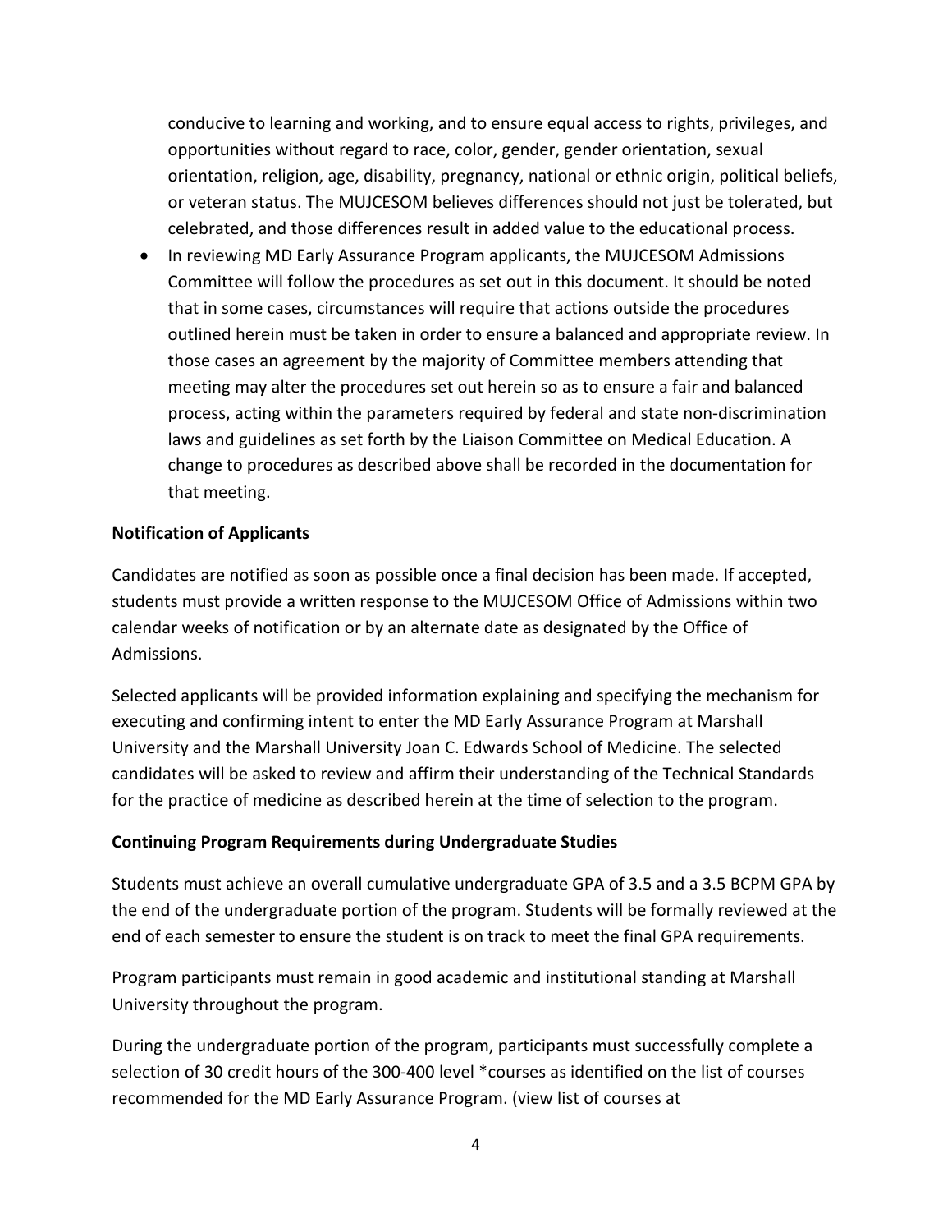conducive to learning and working, and to ensure equal access to rights, privileges, and opportunities without regard to race, color, gender, gender orientation, sexual orientation, religion, age, disability, pregnancy, national or ethnic origin, political beliefs, or veteran status. The MUJCESOM believes differences should not just be tolerated, but celebrated, and those differences result in added value to the educational process.

- In reviewing MD Early Assurance Program applicants, the MUJCESOM Admissions Committee will follow the procedures as set out in this document. It should be noted that in some cases, circumstances will require that actions outside the procedures outlined herein must be taken in order to ensure a balanced and appropriate review. In those cases an agreement by the majority of Committee members attending that meeting may alter the procedures set out herein so as to ensure a fair and balanced process, acting within the parameters required by federal and state non-discrimination laws and guidelines as set forth by the Liaison Committee on Medical Education. A change to procedures as described above shall be recorded in the documentation for that meeting.

**Notification of Applicants**

Candidates are notified as soon as possible once a final decision has been made. If accepted, students must provide a written response to the MUJCESOM Office of Admissions within two calendar weeks of notification or by an alternate date as designated by the Office of Admissions.

Selected applicants will be provided information explaining and specifying the mechanism for executing and confirming intent to enter the MD Early Assurance Program at Marshall University and the Marshall University Joan C. Edwards School of Medicine. The selected candidates will be asked to review and affirm their understanding of the Technical Standards for the practice of medicine as described herein at the time of selection to the program.

**Continuing Program Requirements during Undergraduate Studies**

Students must achieve an overall cumulative undergraduate GPA of 3.5 and a 3.5 BCPM GPA by the end of the undergraduate portion of the program. Students will be formally reviewed at the end of each semester to ensure the student is on track to meet the final GPA requirements.

Program participants must remain in good academic and institutional standing at Marshall University throughout the program.

During the undergraduate portion of the program, participants must successfully complete a selection of 30 credit hours of the 300-400 level *courses as identified on the list of courses recommended for the MD Early Assurance Program. (view list of courses at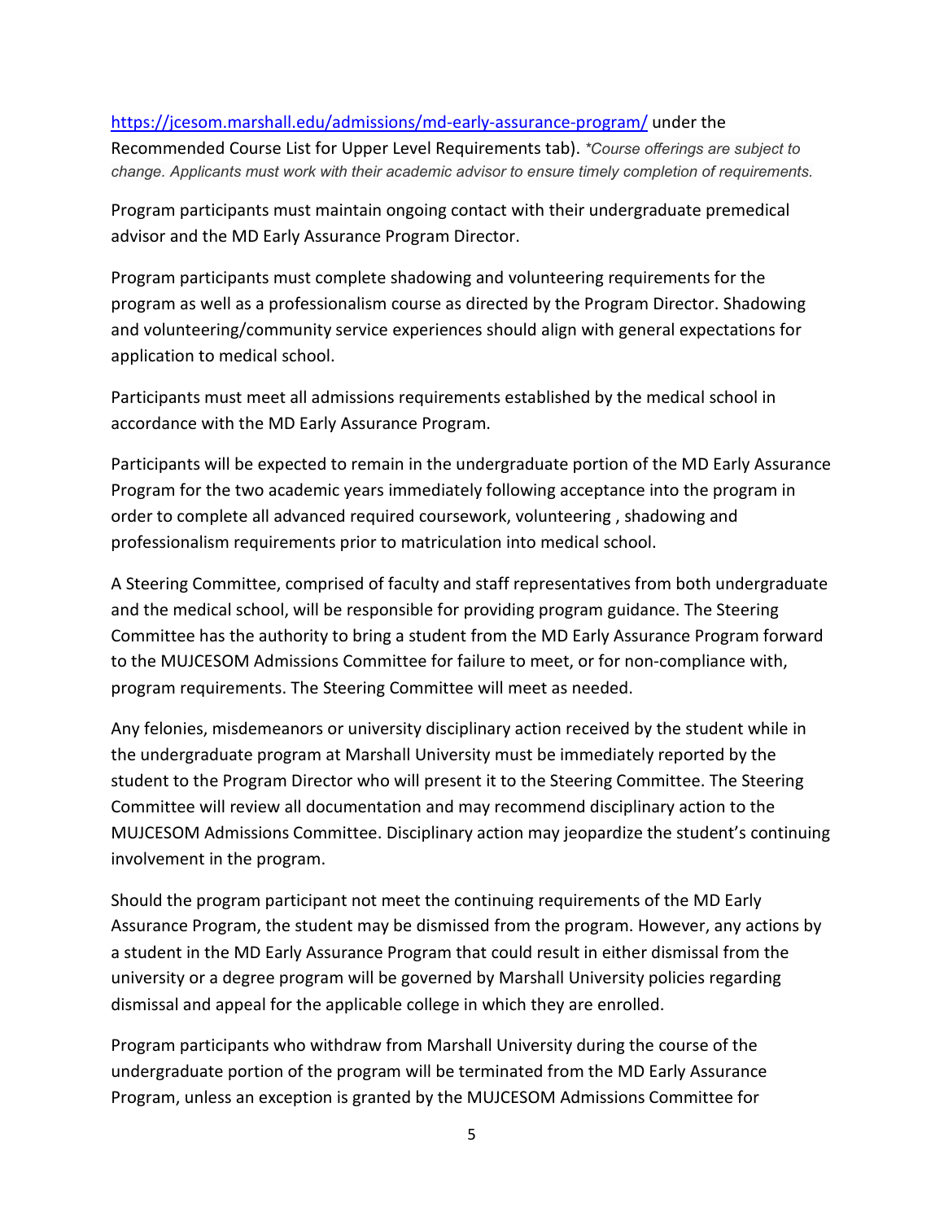https://jcesom.marshall.edu/admissions/md-early-assurance-program/ under the Recommended Course List for Upper Level Requirements tab). *\*Course offerings are subject to change. Applicants must work with their academic advisor to ensure timely completion of requirements.*

Program participants must maintain ongoing contact with their undergraduate premedical advisor and the MD Early Assurance Program Director.

Program participants must complete shadowing and volunteering requirements for the program as well as a professionalism course as directed by the Program Director. Shadowing and volunteering/community service experiences should align with general expectations for application to medical school.

Participants must meet all admissions requirements established by the medical school in accordance with the MD Early Assurance Program.

Participants will be expected to remain in the undergraduate portion of the MD Early Assurance Program for the two academic years immediately following acceptance into the program in order to complete all advanced required coursework, volunteering , shadowing and professionalism requirements prior to matriculation into medical school.

A Steering Committee, comprised of faculty and staff representatives from both undergraduate and the medical school, will be responsible for providing program guidance. The Steering Committee has the authority to bring a student from the MD Early Assurance Program forward to the MUJCESOM Admissions Committee for failure to meet, or for non-compliance with, program requirements. The Steering Committee will meet as needed.

Any felonies, misdemeanors or university disciplinary action received by the student while in the undergraduate program at Marshall University must be immediately reported by the student to the Program Director who will present it to the Steering Committee. The Steering Committee will review all documentation and may recommend disciplinary action to the MUJCESOM Admissions Committee. Disciplinary action may jeopardize the student's continuing involvement in the program.

Should the program participant not meet the continuing requirements of the MD Early Assurance Program, the student may be dismissed from the program. However, any actions by a student in the MD Early Assurance Program that could result in either dismissal from the university or a degree program will be governed by Marshall University policies regarding dismissal and appeal for the applicable college in which they are enrolled.

Program participants who withdraw from Marshall University during the course of the undergraduate portion of the program will be terminated from the MD Early Assurance Program, unless an exception is granted by the MUJCESOM Admissions Committee for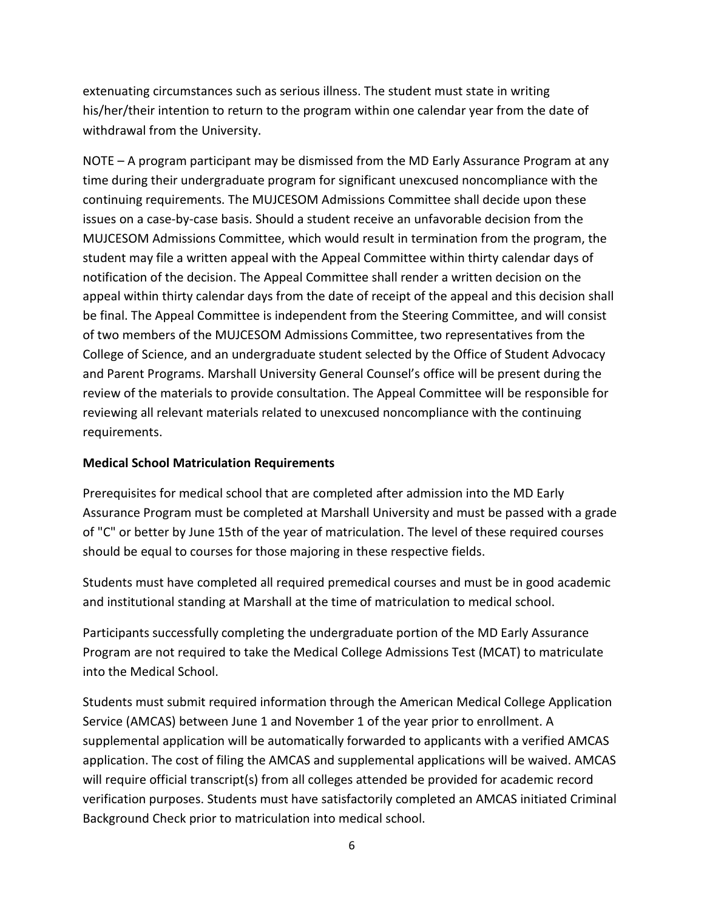extenuating circumstances such as serious illness. The student must state in writing his/her/their intention to return to the program within one calendar year from the date of withdrawal from the University.

NOTE – A program participant may be dismissed from the MD Early Assurance Program at any time during their undergraduate program for significant unexcused noncompliance with the continuing requirements. The MUJCESOM Admissions Committee shall decide upon these issues on a case-by-case basis. Should a student receive an unfavorable decision from the MUJCESOM Admissions Committee, which would result in termination from the program, the student may file a written appeal with the Appeal Committee within thirty calendar days of notification of the decision. The Appeal Committee shall render a written decision on the appeal within thirty calendar days from the date of receipt of the appeal and this decision shall be final. The Appeal Committee is independent from the Steering Committee, and will consist of two members of the MUJCESOM Admissions Committee, two representatives from the College of Science, and an undergraduate student selected by the Office of Student Advocacy and Parent Programs. Marshall University General Counsel's office will be present during the review of the materials to provide consultation. The Appeal Committee will be responsible for reviewing all relevant materials related to unexcused noncompliance with the continuing requirements.

**Medical School Matriculation Requirements**

Prerequisites for medical school that are completed after admission into the MD Early Assurance Program must be completed at Marshall University and must be passed with a grade of "C" or better by June 15th of the year of matriculation. The level of these required courses should be equal to courses for those majoring in these respective fields.

Students must have completed all required premedical courses and must be in good academic and institutional standing at Marshall at the time of matriculation to medical school.

Participants successfully completing the undergraduate portion of the MD Early Assurance Program are not required to take the Medical College Admissions Test (MCAT) to matriculate into the Medical School.

Students must submit required information through the American Medical College Application Service (AMCAS) between June 1 and November 1 of the year prior to enrollment. A supplemental application will be automatically forwarded to applicants with a verified AMCAS application. The cost of filing the AMCAS and supplemental applications will be waived. AMCAS will require official transcript(s) from all colleges attended be provided for academic record verification purposes. Students must have satisfactorily completed an AMCAS initiated Criminal Background Check prior to matriculation into medical school.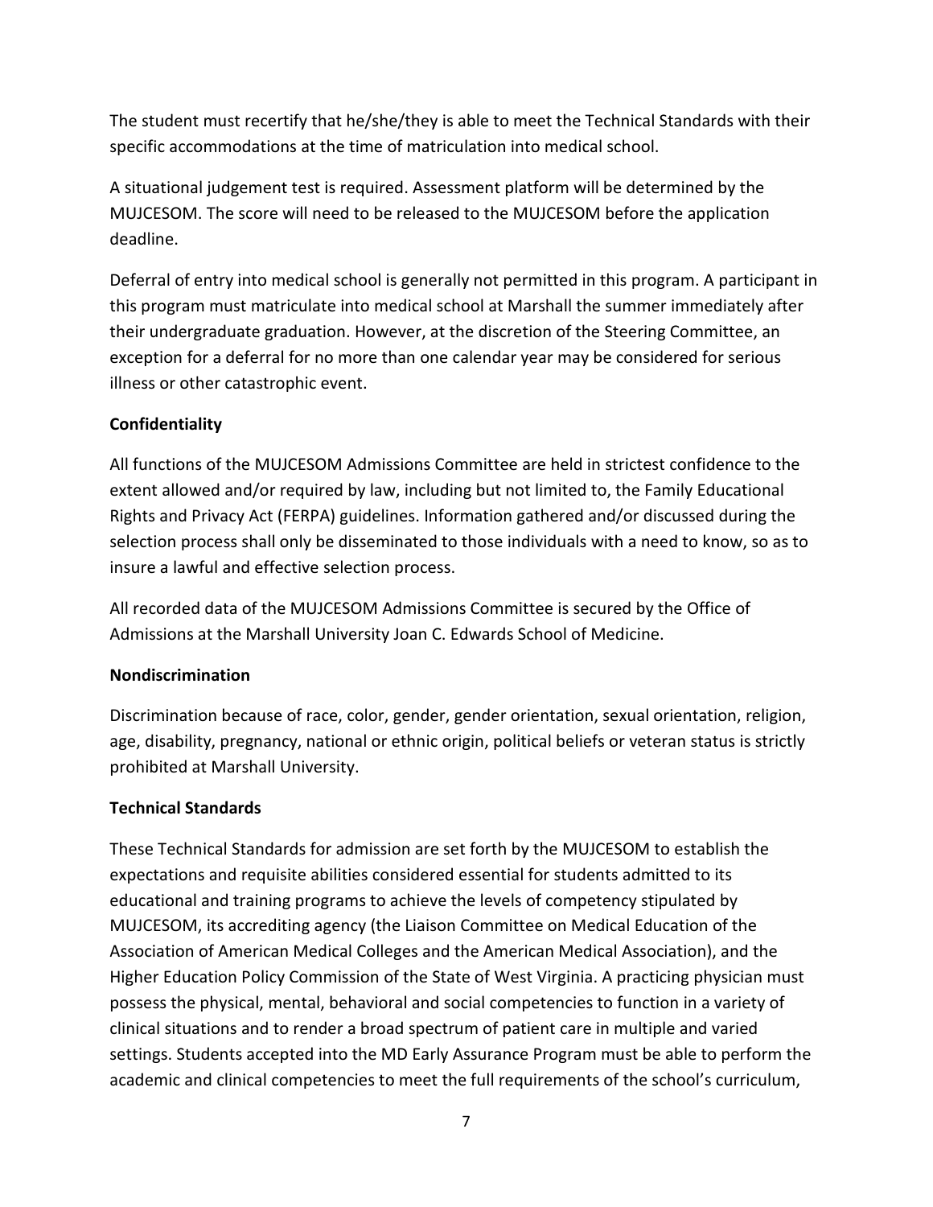The student must recertify that he/she/they is able to meet the Technical Standards with their specific accommodations at the time of matriculation into medical school.

A situational judgement test is required. Assessment platform will be determined by the MUJCESOM. The score will need to be released to the MUJCESOM before the application deadline.

Deferral of entry into medical school is generally not permitted in this program. A participant in this program must matriculate into medical school at Marshall the summer immediately after their undergraduate graduation. However, at the discretion of the Steering Committee, an exception for a deferral for no more than one calendar year may be considered for serious illness or other catastrophic event.

**Confidentiality**

All functions of the MUJCESOM Admissions Committee are held in strictest confidence to the extent allowed and/or required by law, including but not limited to, the Family Educational Rights and Privacy Act (FERPA) guidelines. Information gathered and/or discussed during the selection process shall only be disseminated to those individuals with a need to know, so as to insure a lawful and effective selection process.

All recorded data of the MUJCESOM Admissions Committee is secured by the Office of Admissions at the Marshall University Joan C. Edwards School of Medicine.

**Nondiscrimination**

Discrimination because of race, color, gender, gender orientation, sexual orientation, religion, age, disability, pregnancy, national or ethnic origin, political beliefs or veteran status is strictly prohibited at Marshall University.

**Technical Standards**

These Technical Standards for admission are set forth by the MUJCESOM to establish the expectations and requisite abilities considered essential for students admitted to its educational and training programs to achieve the levels of competency stipulated by MUJCESOM, its accrediting agency (the Liaison Committee on Medical Education of the Association of American Medical Colleges and the American Medical Association), and the Higher Education Policy Commission of the State of West Virginia. A practicing physician must possess the physical, mental, behavioral and social competencies to function in a variety of clinical situations and to render a broad spectrum of patient care in multiple and varied settings. Students accepted into the MD Early Assurance Program must be able to perform the academic and clinical competencies to meet the full requirements of the school's curriculum,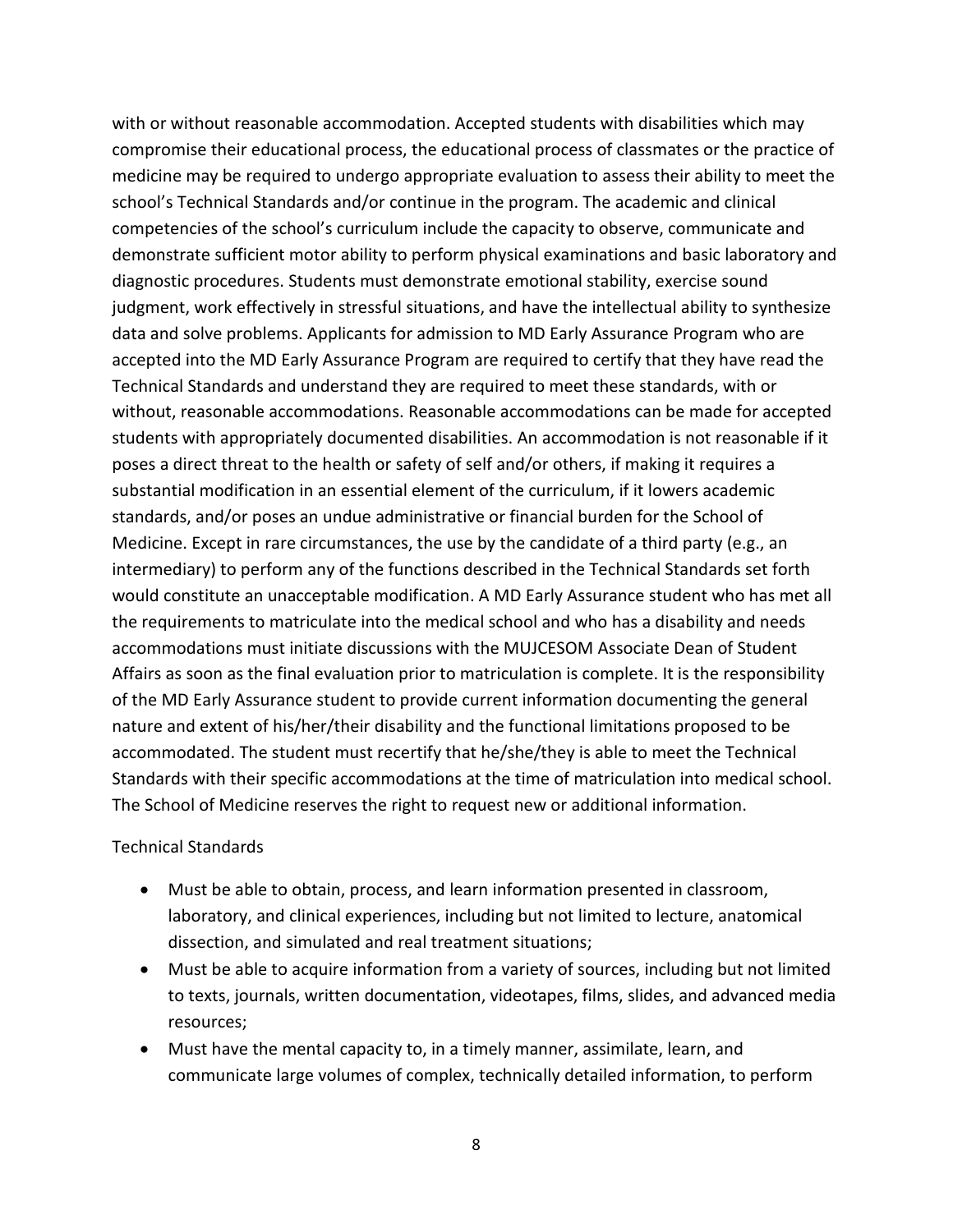with or without reasonable accommodation. Accepted students with disabilities which may compromise their educational process, the educational process of classmates or the practice of medicine may be required to undergo appropriate evaluation to assess their ability to meet the school's Technical Standards and/or continue in the program. The academic and clinical competencies of the school's curriculum include the capacity to observe, communicate and demonstrate sufficient motor ability to perform physical examinations and basic laboratory and diagnostic procedures. Students must demonstrate emotional stability, exercise sound judgment, work effectively in stressful situations, and have the intellectual ability to synthesize data and solve problems. Applicants for admission to MD Early Assurance Program who are accepted into the MD Early Assurance Program are required to certify that they have read the Technical Standards and understand they are required to meet these standards, with or without, reasonable accommodations. Reasonable accommodations can be made for accepted students with appropriately documented disabilities. An accommodation is not reasonable if it poses a direct threat to the health or safety of self and/or others, if making it requires a substantial modification in an essential element of the curriculum, if it lowers academic standards, and/or poses an undue administrative or financial burden for the School of Medicine. Except in rare circumstances, the use by the candidate of a third party (e.g., an intermediary) to perform any of the functions described in the Technical Standards set forth would constitute an unacceptable modification. A MD Early Assurance student who has met all the requirements to matriculate into the medical school and who has a disability and needs accommodations must initiate discussions with the MUJCESOM Associate Dean of Student Affairs as soon as the final evaluation prior to matriculation is complete. It is the responsibility of the MD Early Assurance student to provide current information documenting the general nature and extent of his/her/their disability and the functional limitations proposed to be accommodated. The student must recertify that he/she/they is able to meet the Technical Standards with their specific accommodations at the time of matriculation into medical school. The School of Medicine reserves the right to request new or additional information.

Technical Standards

- Must be able to obtain, process, and learn information presented in classroom, laboratory, and clinical experiences, including but not limited to lecture, anatomical dissection, and simulated and real treatment situations;
- Must be able to acquire information from a variety of sources, including but not limited to texts, journals, written documentation, videotapes, films, slides, and advanced media resources;
- Must have the mental capacity to, in a timely manner, assimilate, learn, and communicate large volumes of complex, technically detailed information, to perform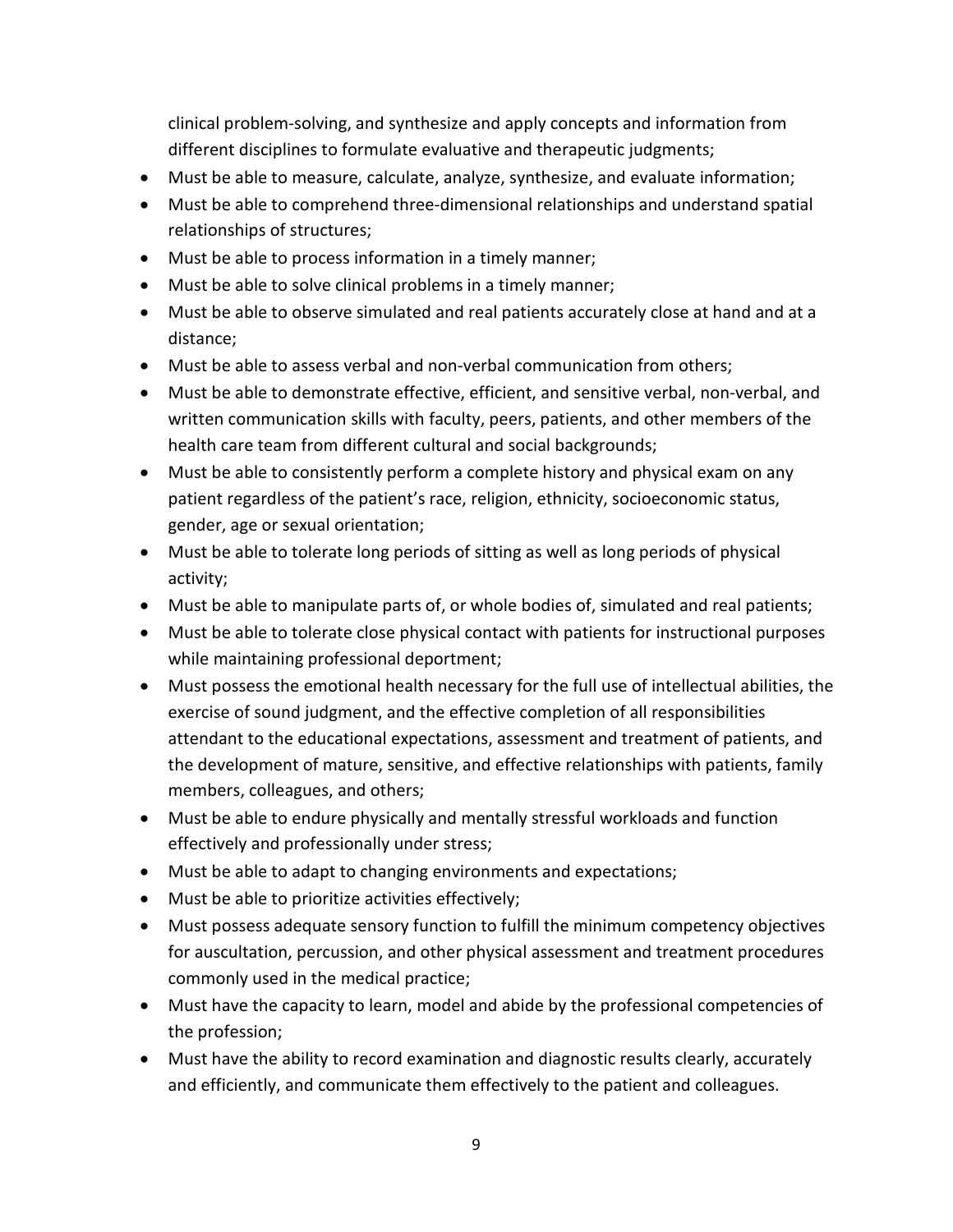clinical problem-solving, and synthesize and apply concepts and information from different disciplines to formulate evaluative and therapeutic judgments;

- Must be able to measure, calculate, analyze, synthesize, and evaluate information;
- Must be able to comprehend three-dimensional relationships and understand spatial relationships of structures;
- Must be able to process information in a timely manner;
- Must be able to solve clinical problems in a timely manner;
- Must be able to observe simulated and real patients accurately close at hand and at a distance;
- Must be able to assess verbal and non-verbal communication from others;
- Must be able to demonstrate effective, efficient, and sensitive verbal, non-verbal, and written communication skills with faculty, peers, patients, and other members of the health care team from different cultural and social backgrounds;
- Must be able to consistently perform a complete history and physical exam on any patient regardless of the patient's race, religion, ethnicity, socioeconomic status, gender, age or sexual orientation;
- Must be able to tolerate long periods of sitting as well as long periods of physical activity;
- Must be able to manipulate parts of, or whole bodies of, simulated and real patients;
- Must be able to tolerate close physical contact with patients for instructional purposes while maintaining professional deportment;
- Must possess the emotional health necessary for the full use of intellectual abilities, the exercise of sound judgment, and the effective completion of all responsibilities attendant to the educational expectations, assessment and treatment of patients, and the development of mature, sensitive, and effective relationships with patients, family members, colleagues, and others;
- Must be able to endure physically and mentally stressful workloads and function effectively and professionally under stress;
- Must be able to adapt to changing environments and expectations;
- Must be able to prioritize activities effectively;
- Must possess adequate sensory function to fulfill the minimum competency objectives for auscultation, percussion, and other physical assessment and treatment procedures commonly used in the medical practice;
- Must have the capacity to learn, model and abide by the professional competencies of the profession;
- Must have the ability to record examination and diagnostic results clearly, accurately and efficiently, and communicate them effectively to the patient and colleagues.